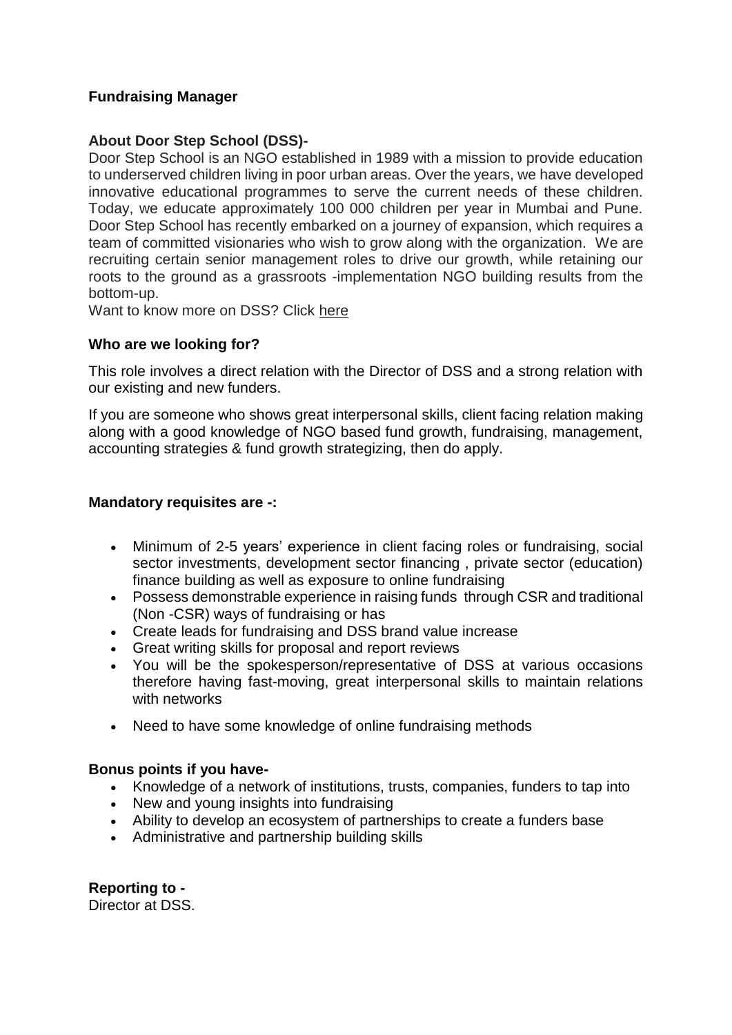**Fundraising Manager**

**About Door Step School (DSS)-**

Door Step School is an NGO established in 1989 with a mission to provide education to underserved children living in poor urban areas. Over the years, we have developed innovative educational programmes to serve the current needs of these children. Today, we educate approximately 100 000 children per year in Mumbai and Pune. Door Step School has recently embarked on a journey of expansion, which requires a team of committed visionaries who wish to grow along with the organization. We are recruiting certain senior management roles to drive our growth, while retaining our roots to the ground as a grassroots -implementation NGO building results from the bottom-up.

Want to know more on DSS? Click here

**Who are we looking for?**

This role involves a direct relation with the Director of DSS and a strong relation with our existing and new funders.

If you are someone who shows great interpersonal skills, client facing relation making along with a good knowledge of NGO based fund growth, fundraising, management, accounting strategies & fund growth strategizing, then do apply.

**Mandatory requisites are -:**

- Minimum of 2-5 years' experience in client facing roles or fundraising, social sector investments, development sector financing , private sector (education) finance building as well as exposure to online fundraising
- Possess demonstrable experience in raising funds through CSR and traditional (Non -CSR) ways of fundraising or has
- Create leads for fundraising and DSS brand value increase
- Great writing skills for proposal and report reviews
- You will be the spokesperson/representative of DSS at various occasions therefore having fast-moving, great interpersonal skills to maintain relations with networks
- Need to have some knowledge of online fundraising methods

**Bonus points if you have-**

- Knowledge of a network of institutions, trusts, companies, funders to tap into
- New and young insights into fundraising
- Ability to develop an ecosystem of partnerships to create a funders base
- Administrative and partnership building skills

**Reporting to -**

Director at DSS.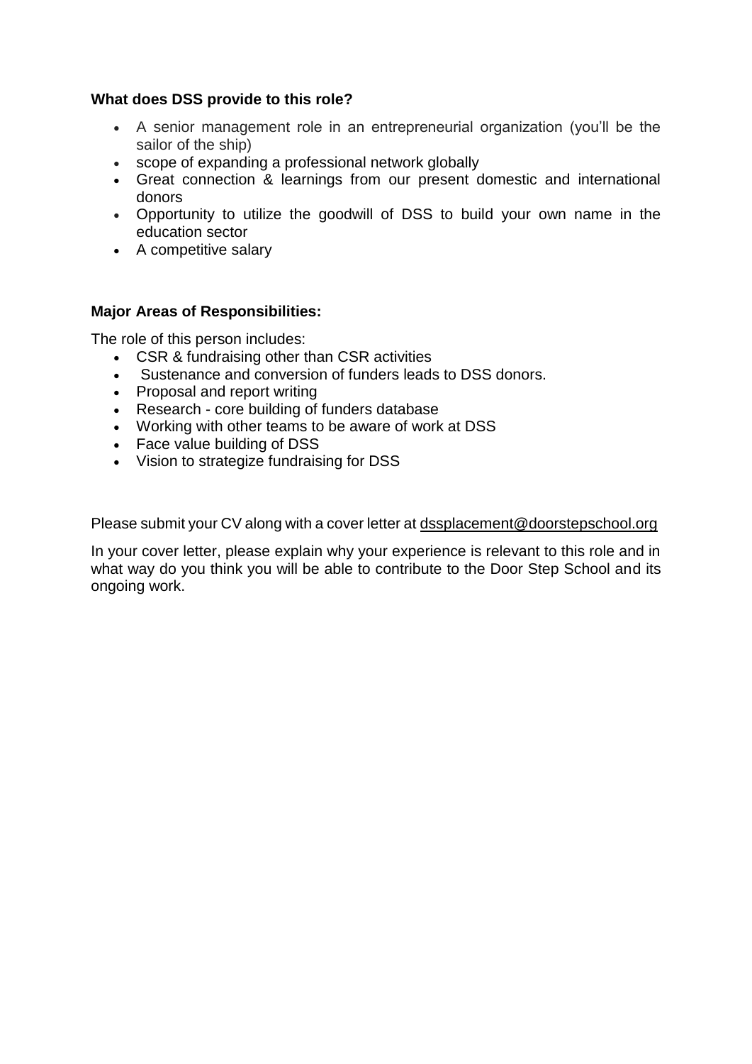**What does DSS provide to this role?**

- A senior management role in an entrepreneurial organization (you'll be the sailor of the ship)
- scope of expanding a professional network globally
- Great connection & learnings from our present domestic and international donors
- Opportunity to utilize the goodwill of DSS to build your own name in the education sector
- A competitive salary

**Major Areas of Responsibilities:**

The role of this person includes:

- CSR & fundraising other than CSR activities
- Sustenance and conversion of funders leads to DSS donors.
- Proposal and report writing
- Research - core building of funders database
- Working with other teams to be aware of work at DSS
- Face value building of DSS
- Vision to strategize fundraising for DSS

Please submit your CV along with a cover letter at dssplacement@doorstepschool.org

In your cover letter, please explain why your experience is relevant to this role and in what way do you think you will be able to contribute to the Door Step School and its ongoing work.